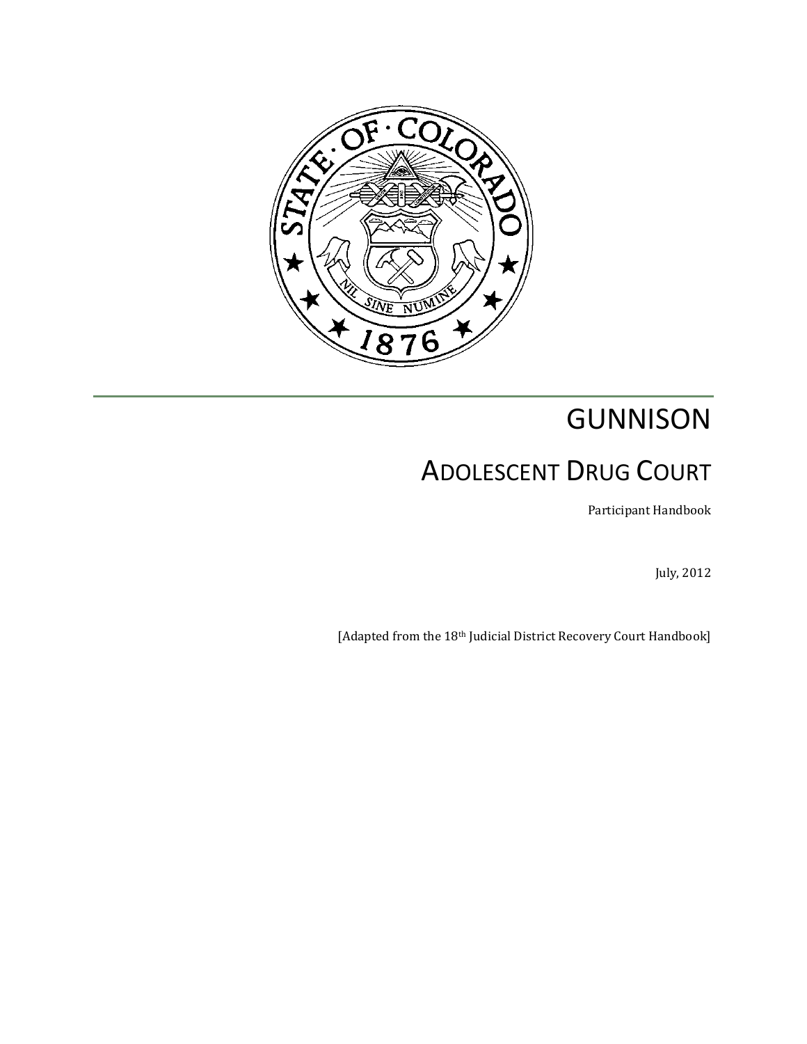# GUNNISON

## ADOLESCENT DRUG COURT

Participant Handbook

July, 2012

[Adapted from the 18th Judicial District Recovery Court Handbook]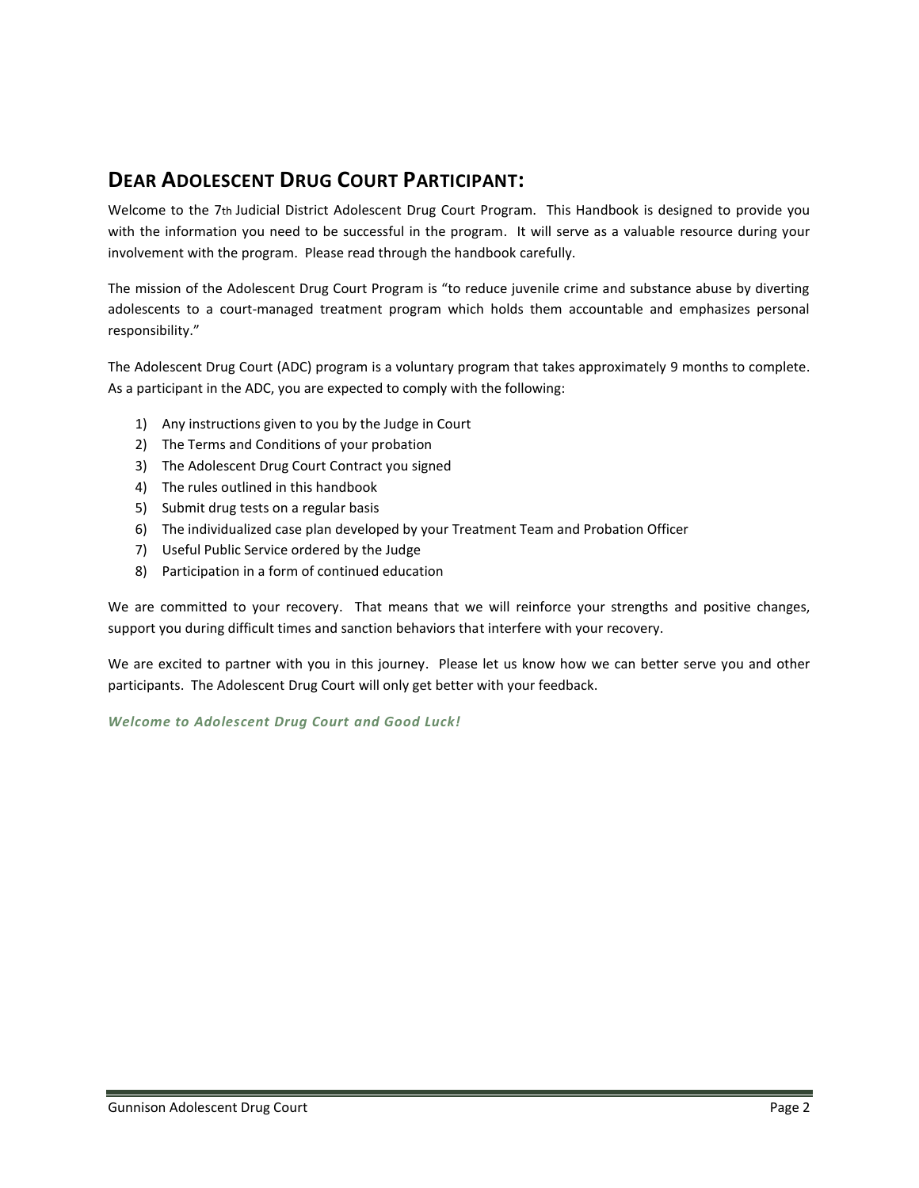## Dear Adolescent Drug Court Participant:

Welcome to the 7th Judicial District Adolescent Drug Court Program. This Handbook is designed to provide you with the information you need to be successful in the program. It will serve as a valuable resource during your involvement with the program. Please read through the handbook carefully.

The mission of the Adolescent Drug Court Program is "to reduce juvenile crime and substance abuse by diverting adolescents to a court-managed treatment program which holds them accountable and emphasizes personal responsibility."

The Adolescent Drug Court (ADC) program is a voluntary program that takes approximately 9 months to complete. As a participant in the ADC, you are expected to comply with the following:

1) Any instructions given to you by the Judge in Court
2) The Terms and Conditions of your probation
3) The Adolescent Drug Court Contract you signed
4) The rules outlined in this handbook
5) Submit drug tests on a regular basis
6) The individualized case plan developed by your Treatment Team and Probation Officer
7) Useful Public Service ordered by the Judge
8) Participation in a form of continued education

We are committed to your recovery. That means that we will reinforce your strengths and positive changes, support you during difficult times and sanction behaviors that interfere with your recovery.

We are excited to partner with you in this journey. Please let us know how we can better serve you and other participants. The Adolescent Drug Court will only get better with your feedback.

***Welcome to Adolescent Drug Court and Good Luck!***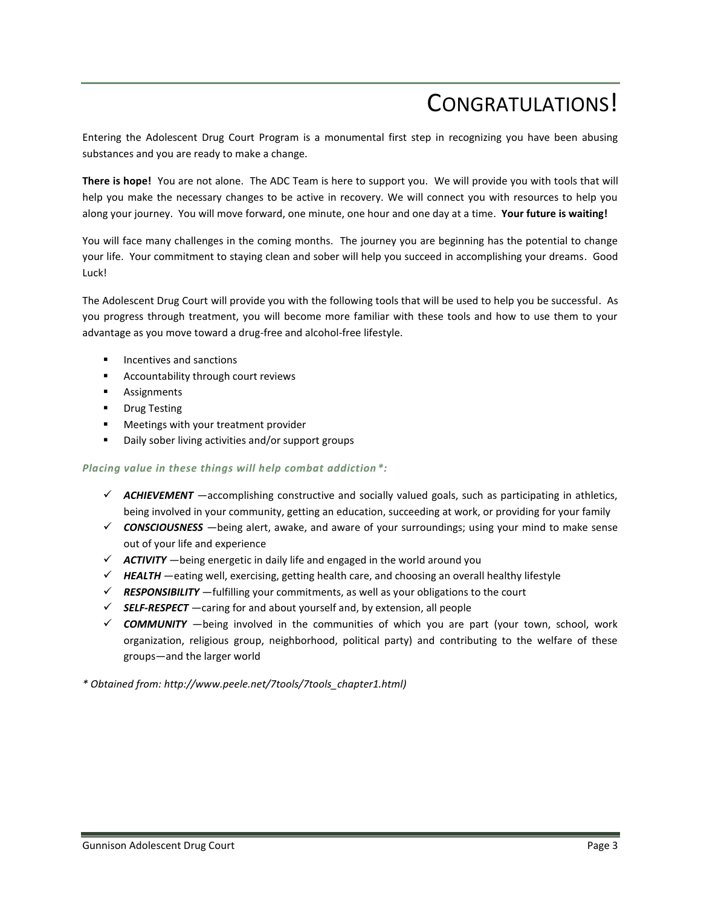# CONGRATULATIONS!

Entering the Adolescent Drug Court Program is a monumental first step in recognizing you have been abusing substances and you are ready to make a change.

**There is hope!** You are not alone. The ADC Team is here to support you. We will provide you with tools that will help you make the necessary changes to be active in recovery. We will connect you with resources to help you along your journey. You will move forward, one minute, one hour and one day at a time. **Your future is waiting!**

You will face many challenges in the coming months. The journey you are beginning has the potential to change your life. Your commitment to staying clean and sober will help you succeed in accomplishing your dreams. Good Luck!

The Adolescent Drug Court will provide you with the following tools that will be used to help you be successful. As you progress through treatment, you will become more familiar with these tools and how to use them to your advantage as you move toward a drug-free and alcohol-free lifestyle.

- Incentives and sanctions
- Accountability through court reviews
- Assignments
- Drug Testing
- Meetings with your treatment provider
- Daily sober living activities and/or support groups

***Placing value in these things will help combat addiction*:***

- ✓ ***ACHIEVEMENT*** —accomplishing constructive and socially valued goals, such as participating in athletics, being involved in your community, getting an education, succeeding at work, or providing for your family
- ✓ ***CONSCIOUSNESS*** —being alert, awake, and aware of your surroundings; using your mind to make sense out of your life and experience
- ✓ ***ACTIVITY*** —being energetic in daily life and engaged in the world around you
- ✓ ***HEALTH*** —eating well, exercising, getting health care, and choosing an overall healthy lifestyle
- ✓ ***RESPONSIBILITY*** —fulfilling your commitments, as well as your obligations to the court
- ✓ ***SELF-RESPECT*** —caring for and about yourself and, by extension, all people
- ✓ ***COMMUNITY*** —being involved in the communities of which you are part (your town, school, work organization, religious group, neighborhood, political party) and contributing to the welfare of these groups—and the larger world

*\* Obtained from: http://www.peele.net/7tools/7tools_chapter1.html)*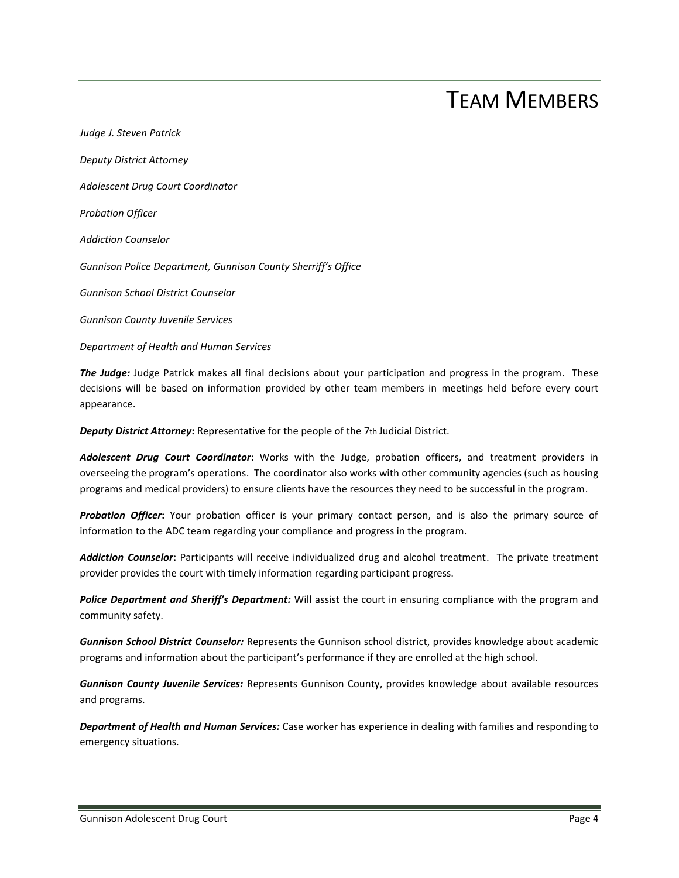# TEAM MEMBERS

*Judge J. Steven Patrick*

*Deputy District Attorney*

*Adolescent Drug Court Coordinator*

*Probation Officer*

*Addiction Counselor*

*Gunnison Police Department, Gunnison County Sherriff's Office*

*Gunnison School District Counselor*

*Gunnison County Juvenile Services*

*Department of Health and Human Services*

***The Judge:*** Judge Patrick makes all final decisions about your participation and progress in the program. These decisions will be based on information provided by other team members in meetings held before every court appearance.

***Deputy District Attorney*:** Representative for the people of the 7th Judicial District.

***Adolescent Drug Court Coordinator*:** Works with the Judge, probation officers, and treatment providers in overseeing the program's operations. The coordinator also works with other community agencies (such as housing programs and medical providers) to ensure clients have the resources they need to be successful in the program.

***Probation Officer*:** Your probation officer is your primary contact person, and is also the primary source of information to the ADC team regarding your compliance and progress in the program.

***Addiction Counselor*:** Participants will receive individualized drug and alcohol treatment. The private treatment provider provides the court with timely information regarding participant progress.

***Police Department and Sheriff's Department:*** Will assist the court in ensuring compliance with the program and community safety.

***Gunnison School District Counselor:*** Represents the Gunnison school district, provides knowledge about academic programs and information about the participant's performance if they are enrolled at the high school.

***Gunnison County Juvenile Services:*** Represents Gunnison County, provides knowledge about available resources and programs.

***Department of Health and Human Services:*** Case worker has experience in dealing with families and responding to emergency situations.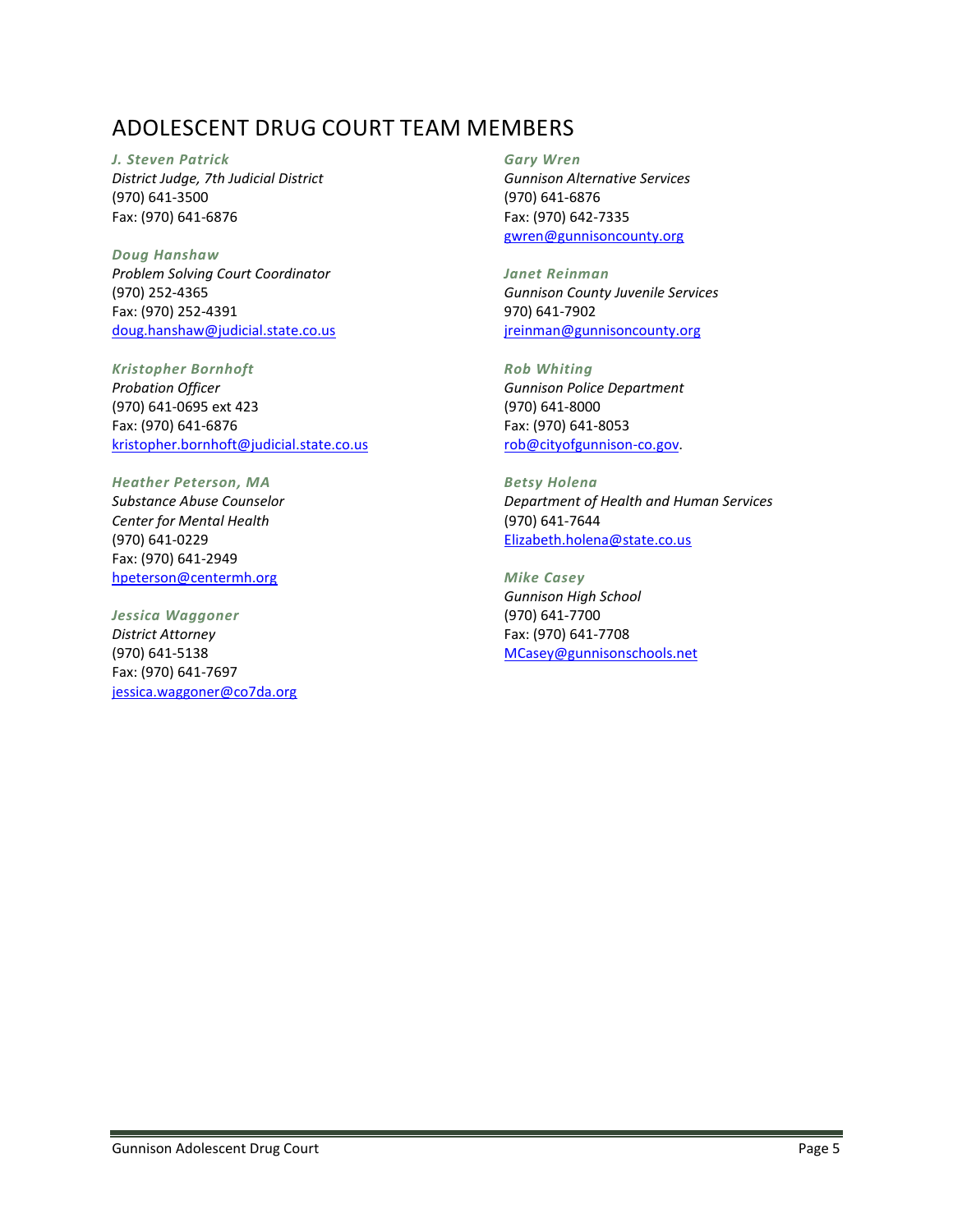# ADOLESCENT DRUG COURT TEAM MEMBERS

***J. Steven Patrick***
*District Judge, 7th Judicial District*
(970) 641-3500
Fax: (970) 641-6876

***Doug Hanshaw***
*Problem Solving Court Coordinator*
(970) 252-4365
Fax: (970) 252-4391
doug.hanshaw@judicial.state.co.us

***Kristopher Bornhoft***
*Probation Officer*
(970) 641-0695 ext 423
Fax: (970) 641-6876
kristopher.bornhoft@judicial.state.co.us

***Heather Peterson, MA***
*Substance Abuse Counselor*
*Center for Mental Health*
(970) 641-0229
Fax: (970) 641-2949
hpeterson@centermh.org

***Jessica Waggoner***
*District Attorney*
(970) 641-5138
Fax: (970) 641-7697
jessica.waggoner@co7da.org

***Gary Wren***
*Gunnison Alternative Services*
(970) 641-6876
Fax: (970) 642-7335
gwren@gunnisoncounty.org

***Janet Reinman***
*Gunnison County Juvenile Services*
970) 641-7902
jreinman@gunnisoncounty.org

***Rob Whiting***
*Gunnison Police Department*
(970) 641-8000
Fax: (970) 641-8053
rob@cityofgunnison-co.gov.

***Betsy Holena***
*Department of Health and Human Services*
(970) 641-7644
Elizabeth.holena@state.co.us

***Mike Casey***
*Gunnison High School*
(970) 641-7700
Fax: (970) 641-7708
MCasey@gunnisonschools.net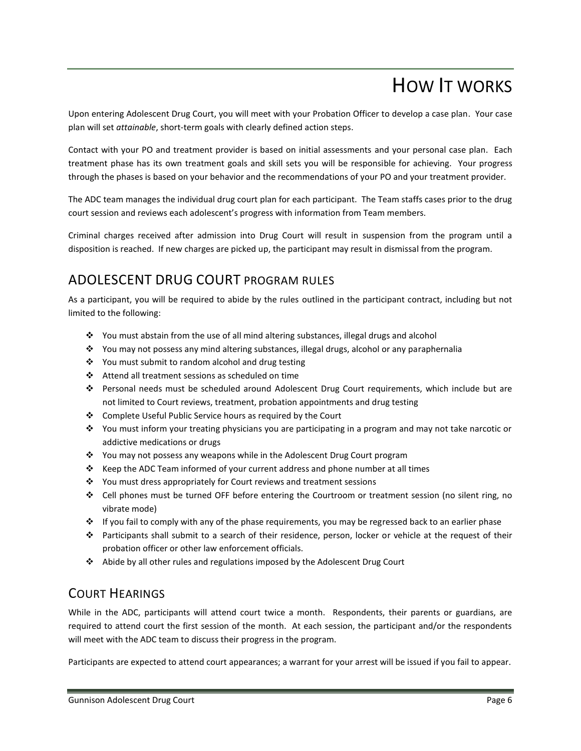# How It works

Upon entering Adolescent Drug Court, you will meet with your Probation Officer to develop a case plan. Your case plan will set *attainable*, short-term goals with clearly defined action steps.

Contact with your PO and treatment provider is based on initial assessments and your personal case plan. Each treatment phase has its own treatment goals and skill sets you will be responsible for achieving. Your progress through the phases is based on your behavior and the recommendations of your PO and your treatment provider.

The ADC team manages the individual drug court plan for each participant. The Team staffs cases prior to the drug court session and reviews each adolescent's progress with information from Team members.

Criminal charges received after admission into Drug Court will result in suspension from the program until a disposition is reached. If new charges are picked up, the participant may result in dismissal from the program.

## ADOLESCENT DRUG COURT PROGRAM RULES

As a participant, you will be required to abide by the rules outlined in the participant contract, including but not limited to the following:

- You must abstain from the use of all mind altering substances, illegal drugs and alcohol
- You may not possess any mind altering substances, illegal drugs, alcohol or any paraphernalia
- You must submit to random alcohol and drug testing
- Attend all treatment sessions as scheduled on time
- Personal needs must be scheduled around Adolescent Drug Court requirements, which include but are not limited to Court reviews, treatment, probation appointments and drug testing
- Complete Useful Public Service hours as required by the Court
- You must inform your treating physicians you are participating in a program and may not take narcotic or addictive medications or drugs
- You may not possess any weapons while in the Adolescent Drug Court program
- Keep the ADC Team informed of your current address and phone number at all times
- You must dress appropriately for Court reviews and treatment sessions
- Cell phones must be turned OFF before entering the Courtroom or treatment session (no silent ring, no vibrate mode)
- If you fail to comply with any of the phase requirements, you may be regressed back to an earlier phase
- Participants shall submit to a search of their residence, person, locker or vehicle at the request of their probation officer or other law enforcement officials.
- Abide by all other rules and regulations imposed by the Adolescent Drug Court

## Court Hearings

While in the ADC, participants will attend court twice a month. Respondents, their parents or guardians, are required to attend court the first session of the month. At each session, the participant and/or the respondents will meet with the ADC team to discuss their progress in the program.

Participants are expected to attend court appearances; a warrant for your arrest will be issued if you fail to appear.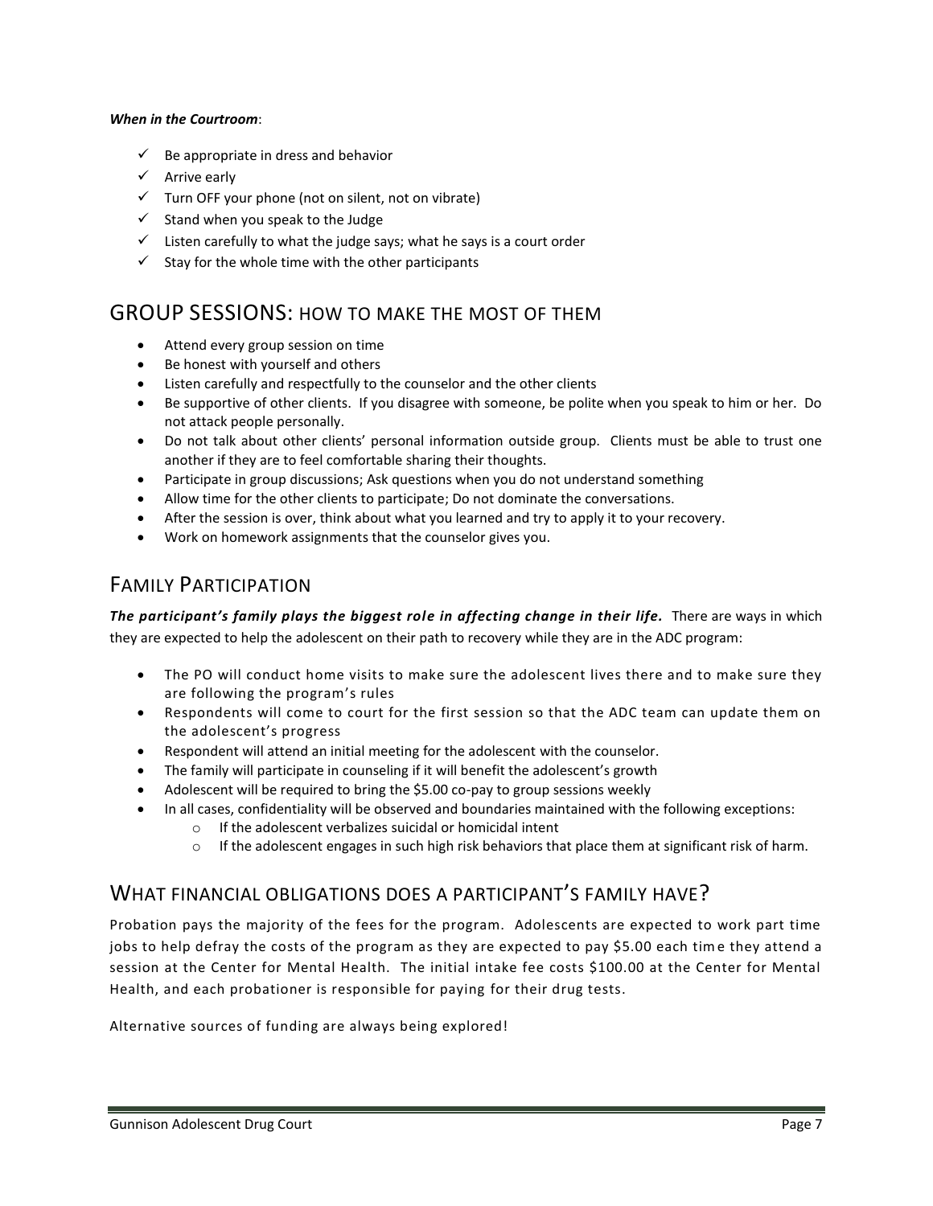***When in the Courtroom***:

- ✓ Be appropriate in dress and behavior
- ✓ Arrive early
- ✓ Turn OFF your phone (not on silent, not on vibrate)
- ✓ Stand when you speak to the Judge
- ✓ Listen carefully to what the judge says; what he says is a court order
- ✓ Stay for the whole time with the other participants

## GROUP SESSIONS: HOW TO MAKE THE MOST OF THEM

- Attend every group session on time
- Be honest with yourself and others
- Listen carefully and respectfully to the counselor and the other clients
- Be supportive of other clients. If you disagree with someone, be polite when you speak to him or her. Do not attack people personally.
- Do not talk about other clients' personal information outside group. Clients must be able to trust one another if they are to feel comfortable sharing their thoughts.
- Participate in group discussions; Ask questions when you do not understand something
- Allow time for the other clients to participate; Do not dominate the conversations.
- After the session is over, think about what you learned and try to apply it to your recovery.
- Work on homework assignments that the counselor gives you.

## FAMILY PARTICIPATION

***The participant's family plays the biggest role in affecting change in their life.*** There are ways in which they are expected to help the adolescent on their path to recovery while they are in the ADC program:

- The PO will conduct home visits to make sure the adolescent lives there and to make sure they are following the program's rules
- Respondents will come to court for the first session so that the ADC team can update them on the adolescent's progress
- Respondent will attend an initial meeting for the adolescent with the counselor.
- The family will participate in counseling if it will benefit the adolescent's growth
- Adolescent will be required to bring the $5.00 co-pay to group sessions weekly
- In all cases, confidentiality will be observed and boundaries maintained with the following exceptions:
  - If the adolescent verbalizes suicidal or homicidal intent
  - If the adolescent engages in such high risk behaviors that place them at significant risk of harm.

## WHAT FINANCIAL OBLIGATIONS DOES A PARTICIPANT'S FAMILY HAVE?

Probation pays the majority of the fees for the program. Adolescents are expected to work part time jobs to help defray the costs of the program as they are expected to pay $5.00 each time they attend a session at the Center for Mental Health. The initial intake fee costs $100.00 at the Center for Mental Health, and each probationer is responsible for paying for their drug tests.

Alternative sources of funding are always being explored!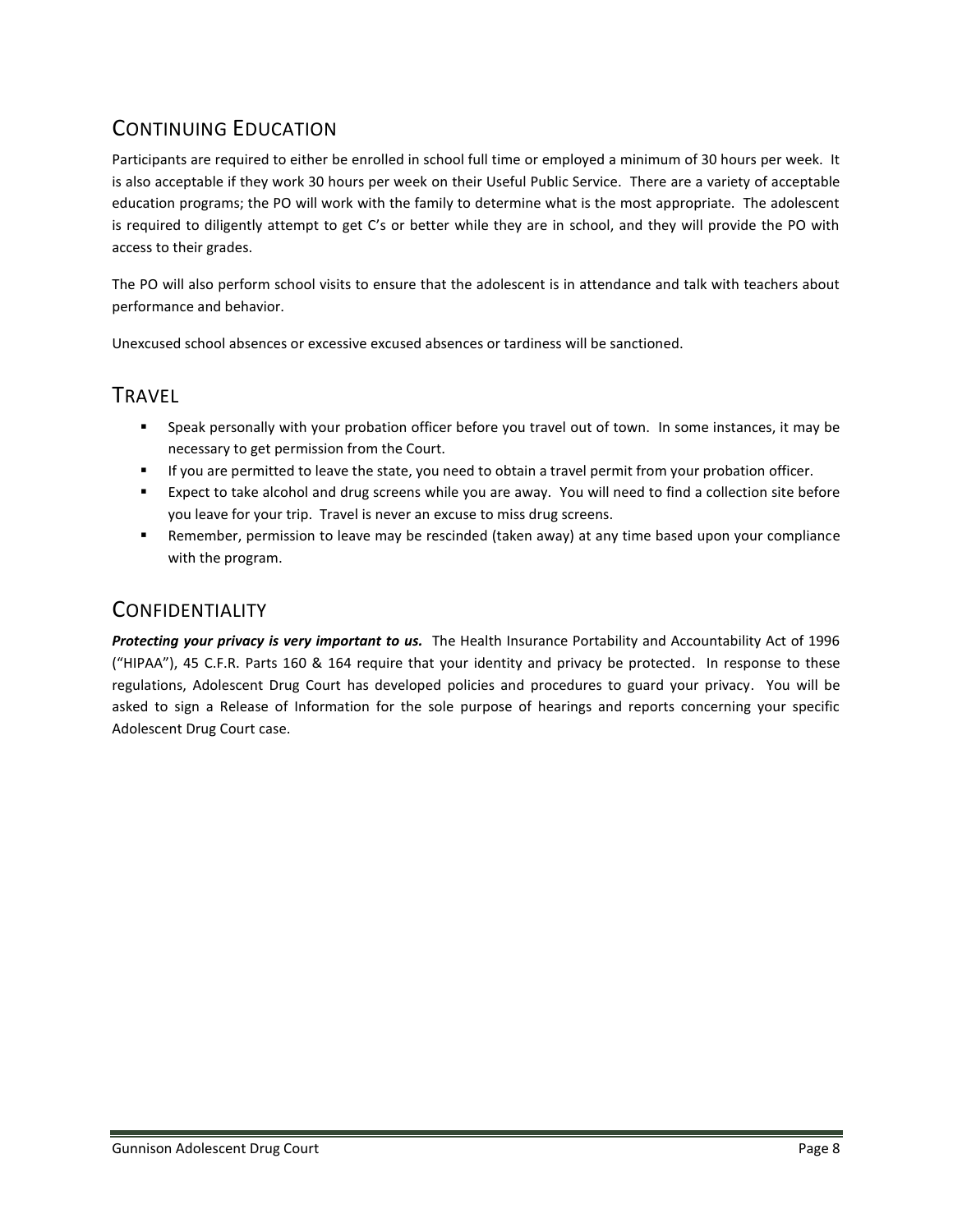## Continuing Education

Participants are required to either be enrolled in school full time or employed a minimum of 30 hours per week. It is also acceptable if they work 30 hours per week on their Useful Public Service. There are a variety of acceptable education programs; the PO will work with the family to determine what is the most appropriate. The adolescent is required to diligently attempt to get C's or better while they are in school, and they will provide the PO with access to their grades.

The PO will also perform school visits to ensure that the adolescent is in attendance and talk with teachers about performance and behavior.

Unexcused school absences or excessive excused absences or tardiness will be sanctioned.

## Travel

- Speak personally with your probation officer before you travel out of town. In some instances, it may be necessary to get permission from the Court.
- If you are permitted to leave the state, you need to obtain a travel permit from your probation officer.
- Expect to take alcohol and drug screens while you are away. You will need to find a collection site before you leave for your trip. Travel is never an excuse to miss drug screens.
- Remember, permission to leave may be rescinded (taken away) at any time based upon your compliance with the program.

## Confidentiality

***Protecting your privacy is very important to us.*** The Health Insurance Portability and Accountability Act of 1996 ("HIPAA"), 45 C.F.R. Parts 160 & 164 require that your identity and privacy be protected. In response to these regulations, Adolescent Drug Court has developed policies and procedures to guard your privacy. You will be asked to sign a Release of Information for the sole purpose of hearings and reports concerning your specific Adolescent Drug Court case.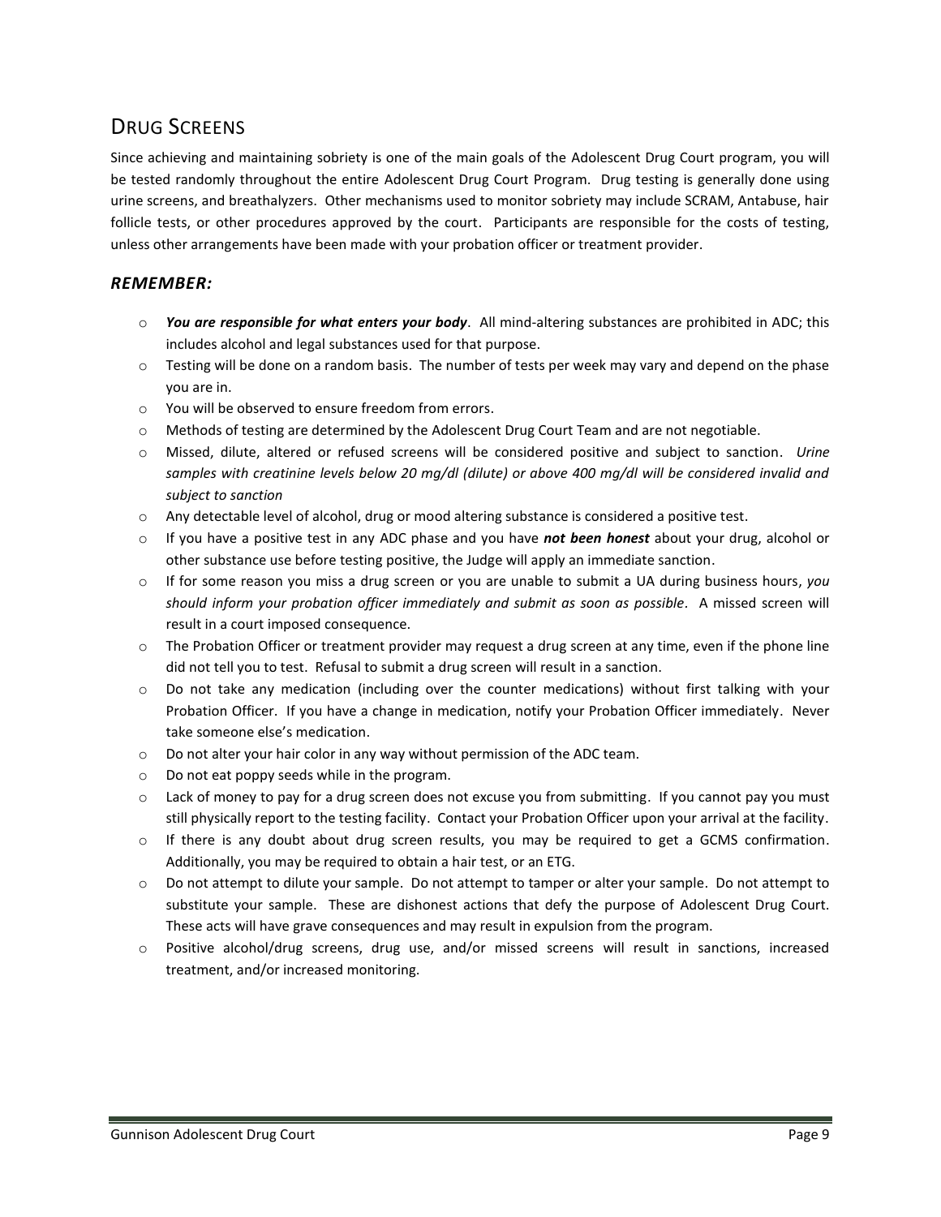## Drug Screens

Since achieving and maintaining sobriety is one of the main goals of the Adolescent Drug Court program, you will be tested randomly throughout the entire Adolescent Drug Court Program. Drug testing is generally done using urine screens, and breathalyzers. Other mechanisms used to monitor sobriety may include SCRAM, Antabuse, hair follicle tests, or other procedures approved by the court. Participants are responsible for the costs of testing, unless other arrangements have been made with your probation officer or treatment provider.

### *REMEMBER:*

- ***You are responsible for what enters your body***. All mind-altering substances are prohibited in ADC; this includes alcohol and legal substances used for that purpose.
- Testing will be done on a random basis. The number of tests per week may vary and depend on the phase you are in.
- You will be observed to ensure freedom from errors.
- Methods of testing are determined by the Adolescent Drug Court Team and are not negotiable.
- Missed, dilute, altered or refused screens will be considered positive and subject to sanction. *Urine samples with creatinine levels below 20 mg/dl (dilute) or above 400 mg/dl will be considered invalid and subject to sanction*
- Any detectable level of alcohol, drug or mood altering substance is considered a positive test.
- If you have a positive test in any ADC phase and you have ***not been honest*** about your drug, alcohol or other substance use before testing positive, the Judge will apply an immediate sanction.
- If for some reason you miss a drug screen or you are unable to submit a UA during business hours, *you should inform your probation officer immediately and submit as soon as possible*. A missed screen will result in a court imposed consequence.
- The Probation Officer or treatment provider may request a drug screen at any time, even if the phone line did not tell you to test. Refusal to submit a drug screen will result in a sanction.
- Do not take any medication (including over the counter medications) without first talking with your Probation Officer. If you have a change in medication, notify your Probation Officer immediately. Never take someone else's medication.
- Do not alter your hair color in any way without permission of the ADC team.
- Do not eat poppy seeds while in the program.
- Lack of money to pay for a drug screen does not excuse you from submitting. If you cannot pay you must still physically report to the testing facility. Contact your Probation Officer upon your arrival at the facility.
- If there is any doubt about drug screen results, you may be required to get a GCMS confirmation. Additionally, you may be required to obtain a hair test, or an ETG.
- Do not attempt to dilute your sample. Do not attempt to tamper or alter your sample. Do not attempt to substitute your sample. These are dishonest actions that defy the purpose of Adolescent Drug Court. These acts will have grave consequences and may result in expulsion from the program.
- Positive alcohol/drug screens, drug use, and/or missed screens will result in sanctions, increased treatment, and/or increased monitoring.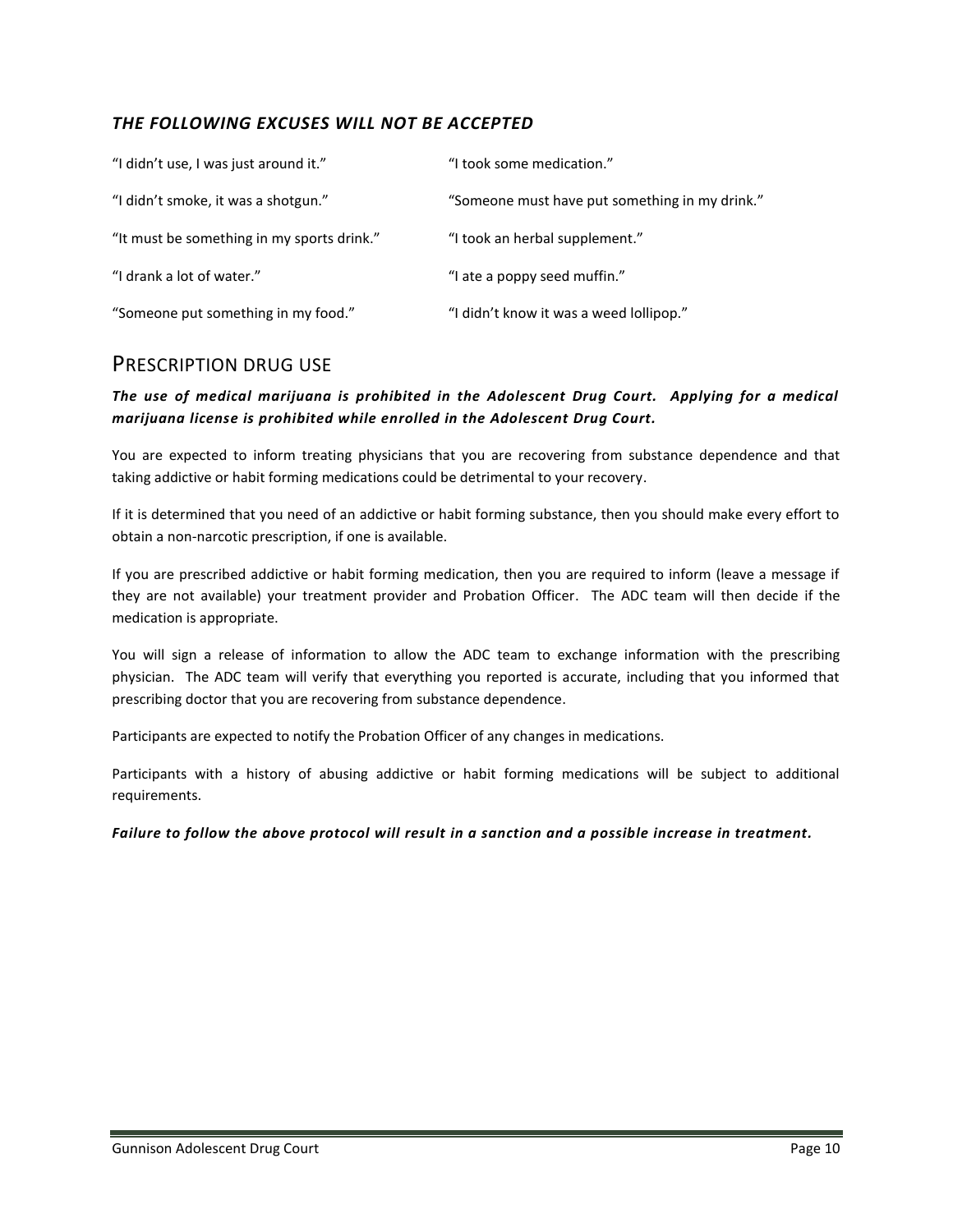### *THE FOLLOWING EXCUSES WILL NOT BE ACCEPTED*

"I didn't use, I was just around it."

"I didn't smoke, it was a shotgun."

"It must be something in my sports drink."

"I drank a lot of water."

"Someone put something in my food."

"I took some medication."

"Someone must have put something in my drink."

"I took an herbal supplement."

"I ate a poppy seed muffin."

"I didn't know it was a weed lollipop."

## PRESCRIPTION DRUG USE

***The use of medical marijuana is prohibited in the Adolescent Drug Court. Applying for a medical marijuana license is prohibited while enrolled in the Adolescent Drug Court.***

You are expected to inform treating physicians that you are recovering from substance dependence and that taking addictive or habit forming medications could be detrimental to your recovery.

If it is determined that you need of an addictive or habit forming substance, then you should make every effort to obtain a non-narcotic prescription, if one is available.

If you are prescribed addictive or habit forming medication, then you are required to inform (leave a message if they are not available) your treatment provider and Probation Officer. The ADC team will then decide if the medication is appropriate.

You will sign a release of information to allow the ADC team to exchange information with the prescribing physician. The ADC team will verify that everything you reported is accurate, including that you informed that prescribing doctor that you are recovering from substance dependence.

Participants are expected to notify the Probation Officer of any changes in medications.

Participants with a history of abusing addictive or habit forming medications will be subject to additional requirements.

***Failure to follow the above protocol will result in a sanction and a possible increase in treatment.***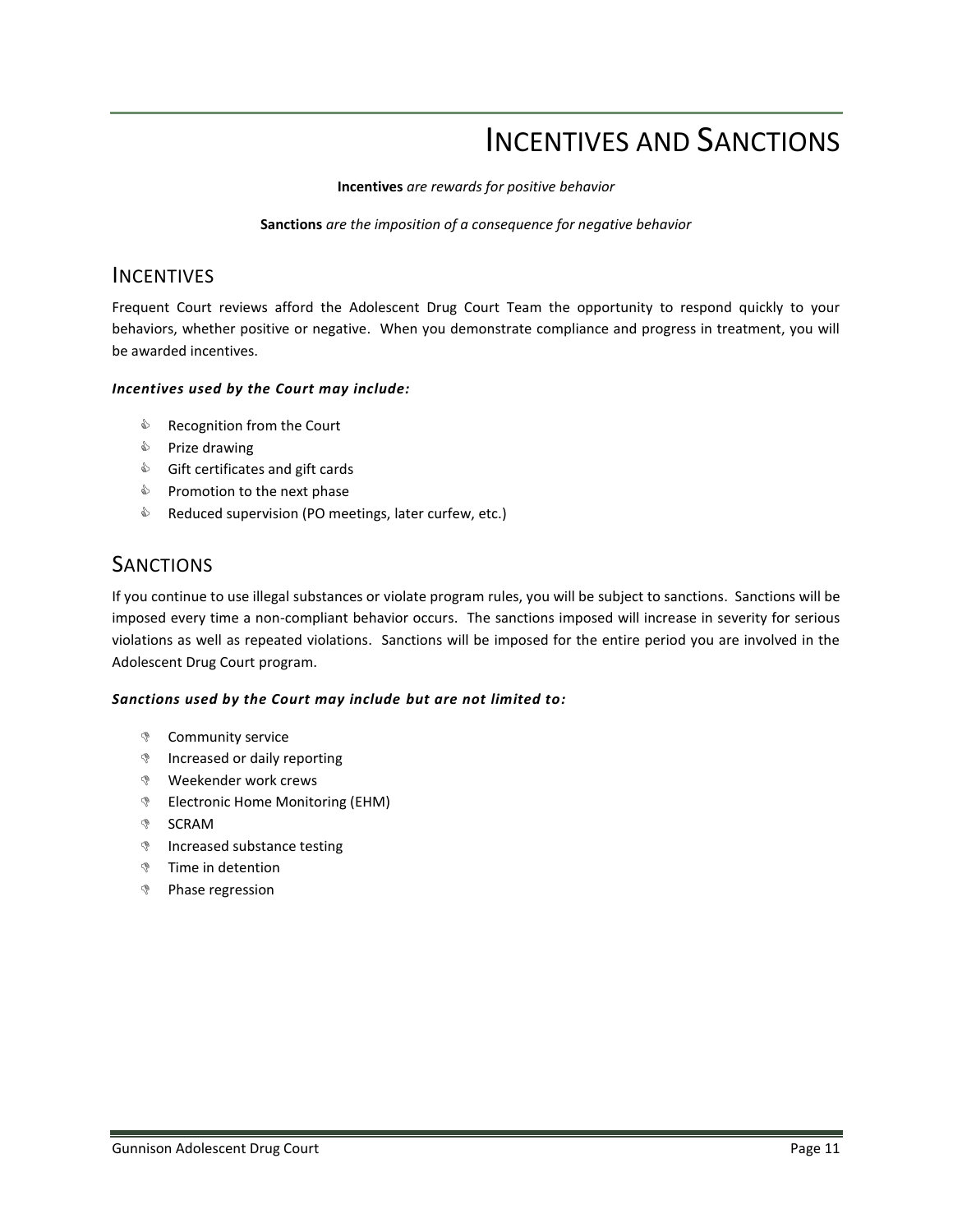# Incentives and Sanctions

**Incentives** *are rewards for positive behavior*

**Sanctions** *are the imposition of a consequence for negative behavior*

## Incentives

Frequent Court reviews afford the Adolescent Drug Court Team the opportunity to respond quickly to your behaviors, whether positive or negative. When you demonstrate compliance and progress in treatment, you will be awarded incentives.

***Incentives used by the Court may include:***

- Recognition from the Court
- Prize drawing
- Gift certificates and gift cards
- Promotion to the next phase
- Reduced supervision (PO meetings, later curfew, etc.)

## Sanctions

If you continue to use illegal substances or violate program rules, you will be subject to sanctions. Sanctions will be imposed every time a non-compliant behavior occurs. The sanctions imposed will increase in severity for serious violations as well as repeated violations. Sanctions will be imposed for the entire period you are involved in the Adolescent Drug Court program.

***Sanctions used by the Court may include but are not limited to:***

- Community service
- Increased or daily reporting
- Weekender work crews
- Electronic Home Monitoring (EHM)
- SCRAM
- Increased substance testing
- Time in detention
- Phase regression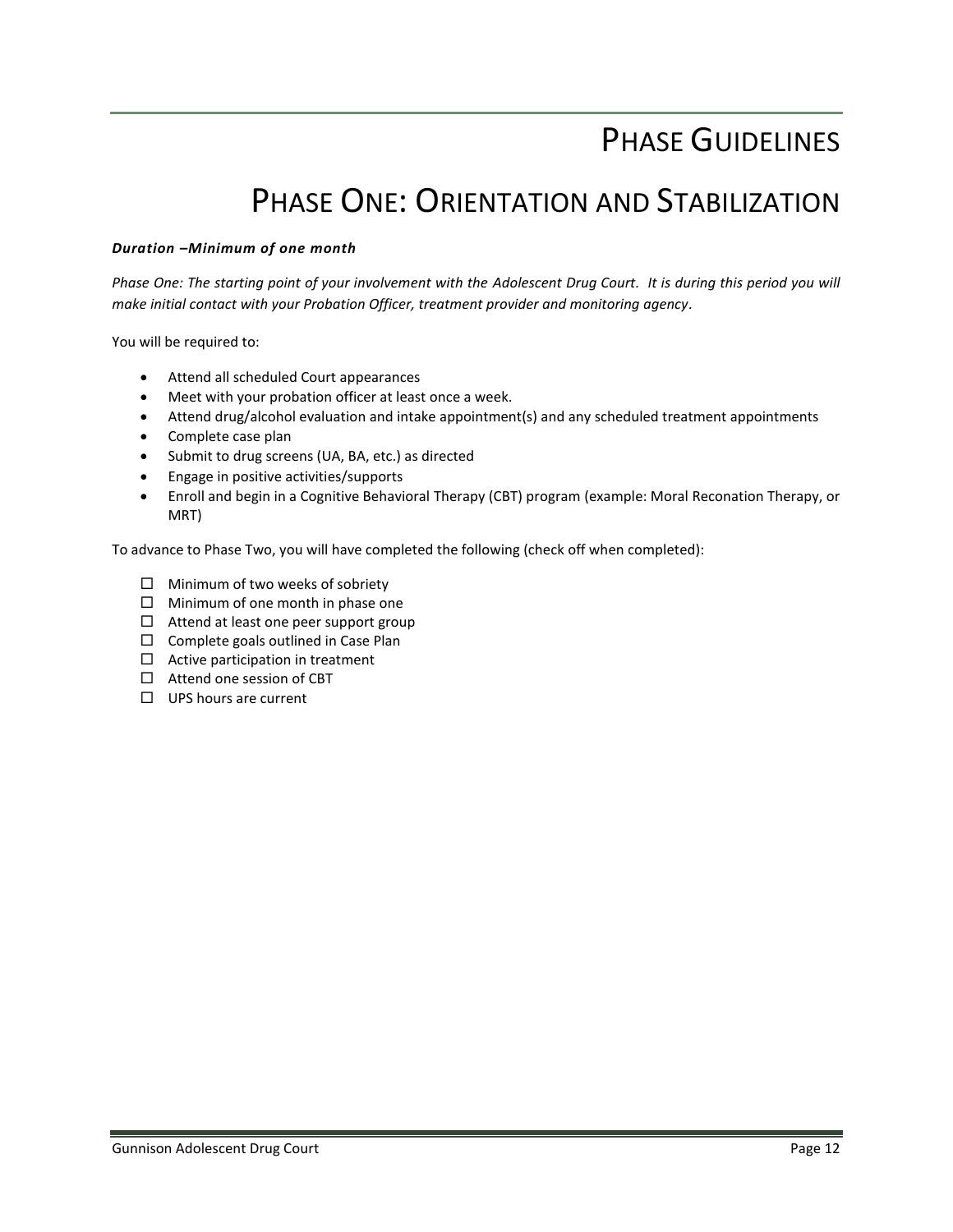# Phase Guidelines

## Phase One: Orientation and Stabilization

***Duration –Minimum of one month***

*Phase One: The starting point of your involvement with the Adolescent Drug Court. It is during this period you will make initial contact with your Probation Officer, treatment provider and monitoring agency*.

You will be required to:

- Attend all scheduled Court appearances
- Meet with your probation officer at least once a week.
- Attend drug/alcohol evaluation and intake appointment(s) and any scheduled treatment appointments
- Complete case plan
- Submit to drug screens (UA, BA, etc.) as directed
- Engage in positive activities/supports
- Enroll and begin in a Cognitive Behavioral Therapy (CBT) program (example: Moral Reconation Therapy, or MRT)

To advance to Phase Two, you will have completed the following (check off when completed):

- ☐ Minimum of two weeks of sobriety
- ☐ Minimum of one month in phase one
- ☐ Attend at least one peer support group
- ☐ Complete goals outlined in Case Plan
- ☐ Active participation in treatment
- ☐ Attend one session of CBT
- ☐ UPS hours are current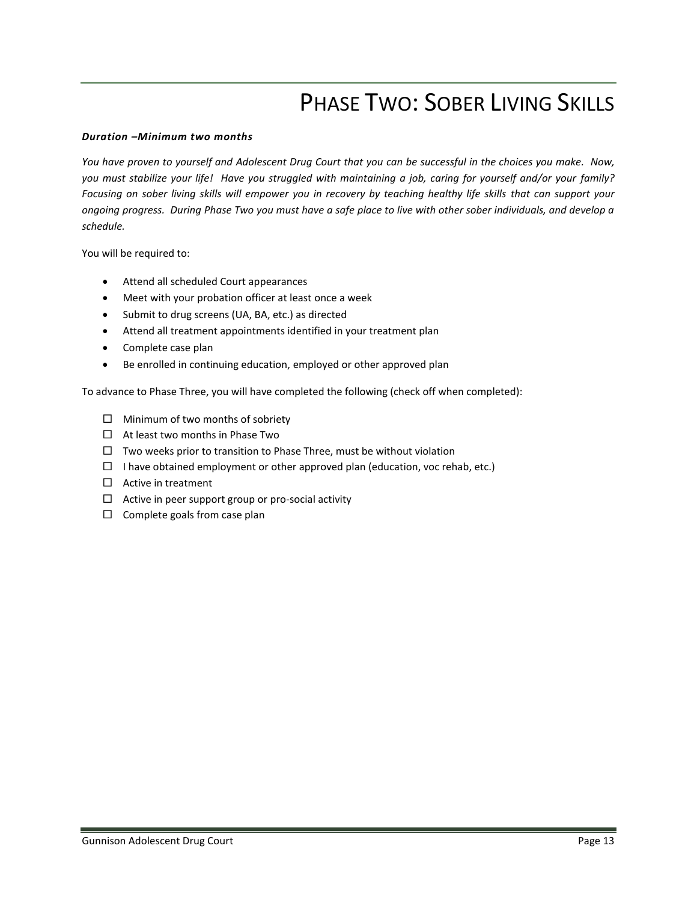# PHASE TWO: SOBER LIVING SKILLS

***Duration –Minimum two months***

*You have proven to yourself and Adolescent Drug Court that you can be successful in the choices you make. Now, you must stabilize your life! Have you struggled with maintaining a job, caring for yourself and/or your family? Focusing on sober living skills will empower you in recovery by teaching healthy life skills that can support your ongoing progress. During Phase Two you must have a safe place to live with other sober individuals, and develop a schedule.*

You will be required to:

- Attend all scheduled Court appearances
- Meet with your probation officer at least once a week
- Submit to drug screens (UA, BA, etc.) as directed
- Attend all treatment appointments identified in your treatment plan
- Complete case plan
- Be enrolled in continuing education, employed or other approved plan

To advance to Phase Three, you will have completed the following (check off when completed):

- ☐ Minimum of two months of sobriety
- ☐ At least two months in Phase Two
- ☐ Two weeks prior to transition to Phase Three, must be without violation
- ☐ I have obtained employment or other approved plan (education, voc rehab, etc.)
- ☐ Active in treatment
- ☐ Active in peer support group or pro-social activity
- ☐ Complete goals from case plan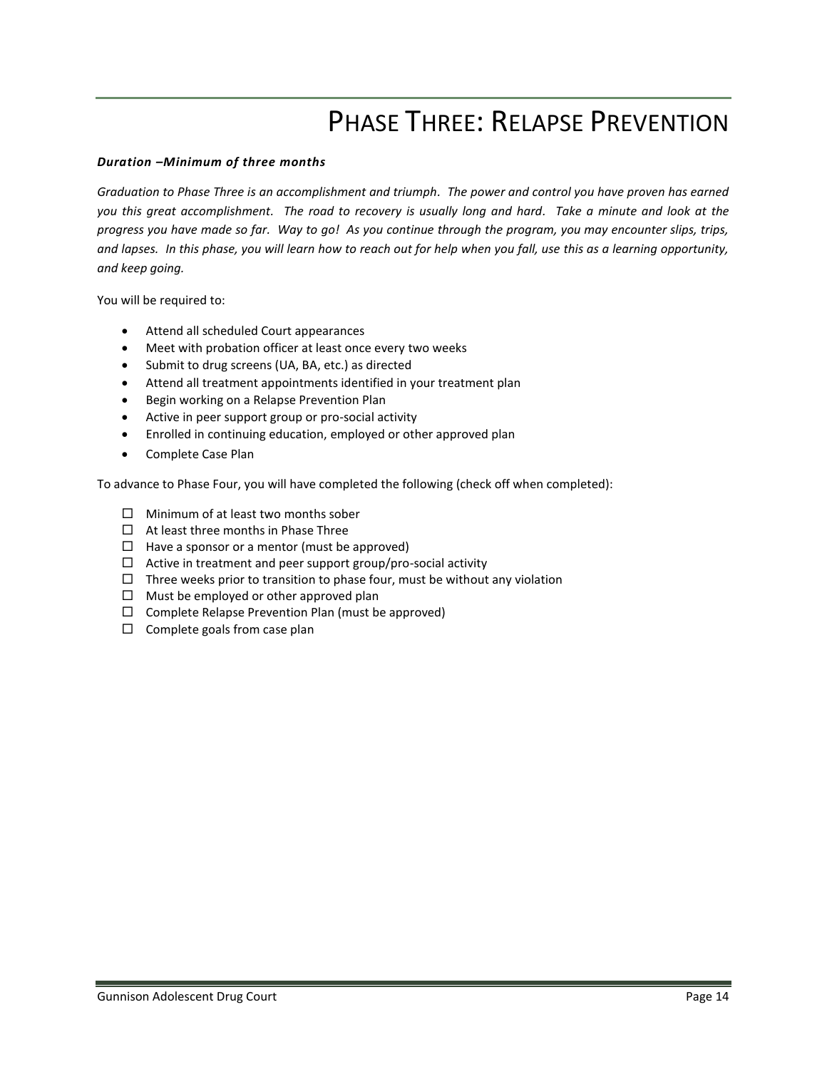# PHASE THREE: RELAPSE PREVENTION

***Duration –Minimum of three months***

*Graduation to Phase Three is an accomplishment and triumph. The power and control you have proven has earned you this great accomplishment. The road to recovery is usually long and hard. Take a minute and look at the progress you have made so far. Way to go! As you continue through the program, you may encounter slips, trips, and lapses. In this phase, you will learn how to reach out for help when you fall, use this as a learning opportunity, and keep going.*

You will be required to:

- Attend all scheduled Court appearances
- Meet with probation officer at least once every two weeks
- Submit to drug screens (UA, BA, etc.) as directed
- Attend all treatment appointments identified in your treatment plan
- Begin working on a Relapse Prevention Plan
- Active in peer support group or pro-social activity
- Enrolled in continuing education, employed or other approved plan
- Complete Case Plan

To advance to Phase Four, you will have completed the following (check off when completed):

- ☐ Minimum of at least two months sober
- ☐ At least three months in Phase Three
- ☐ Have a sponsor or a mentor (must be approved)
- ☐ Active in treatment and peer support group/pro-social activity
- ☐ Three weeks prior to transition to phase four, must be without any violation
- ☐ Must be employed or other approved plan
- ☐ Complete Relapse Prevention Plan (must be approved)
- ☐ Complete goals from case plan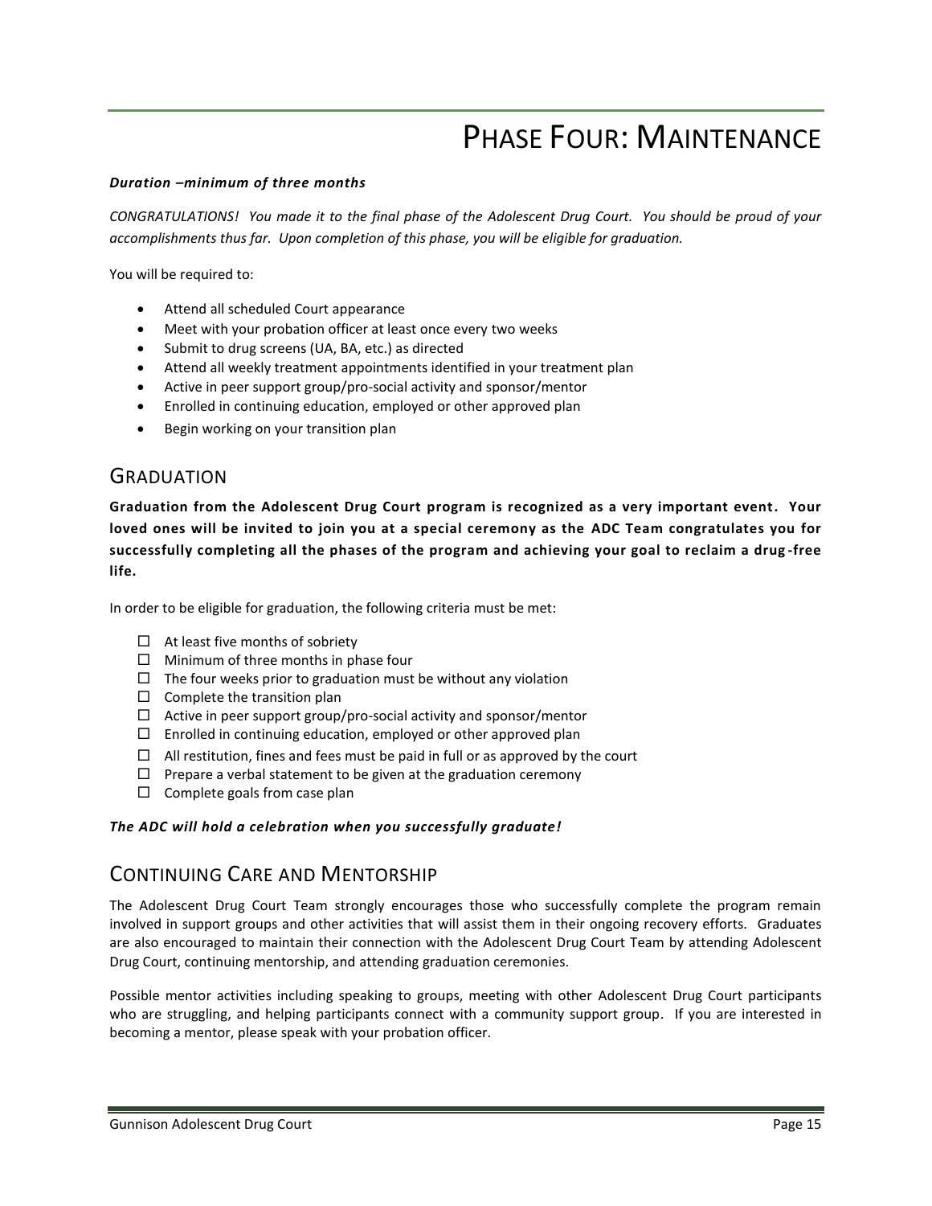# Phase Four: Maintenance

***Duration –minimum of three months***

*CONGRATULATIONS! You made it to the final phase of the Adolescent Drug Court. You should be proud of your accomplishments thus far. Upon completion of this phase, you will be eligible for graduation.*

You will be required to:

- Attend all scheduled Court appearance
- Meet with your probation officer at least once every two weeks
- Submit to drug screens (UA, BA, etc.) as directed
- Attend all weekly treatment appointments identified in your treatment plan
- Active in peer support group/pro-social activity and sponsor/mentor
- Enrolled in continuing education, employed or other approved plan
- Begin working on your transition plan

## Graduation

**Graduation from the Adolescent Drug Court program is recognized as a very important event. Your loved ones will be invited to join you at a special ceremony as the ADC Team congratulates you for successfully completing all the phases of the program and achieving your goal to reclaim a drug-free life.**

In order to be eligible for graduation, the following criteria must be met:

- ☐ At least five months of sobriety
- ☐ Minimum of three months in phase four
- ☐ The four weeks prior to graduation must be without any violation
- ☐ Complete the transition plan
- ☐ Active in peer support group/pro-social activity and sponsor/mentor
- ☐ Enrolled in continuing education, employed or other approved plan
- ☐ All restitution, fines and fees must be paid in full or as approved by the court
- ☐ Prepare a verbal statement to be given at the graduation ceremony
- ☐ Complete goals from case plan

***The ADC will hold a celebration when you successfully graduate!***

## Continuing Care and Mentorship

The Adolescent Drug Court Team strongly encourages those who successfully complete the program remain involved in support groups and other activities that will assist them in their ongoing recovery efforts. Graduates are also encouraged to maintain their connection with the Adolescent Drug Court Team by attending Adolescent Drug Court, continuing mentorship, and attending graduation ceremonies.

Possible mentor activities including speaking to groups, meeting with other Adolescent Drug Court participants who are struggling, and helping participants connect with a community support group. If you are interested in becoming a mentor, please speak with your probation officer.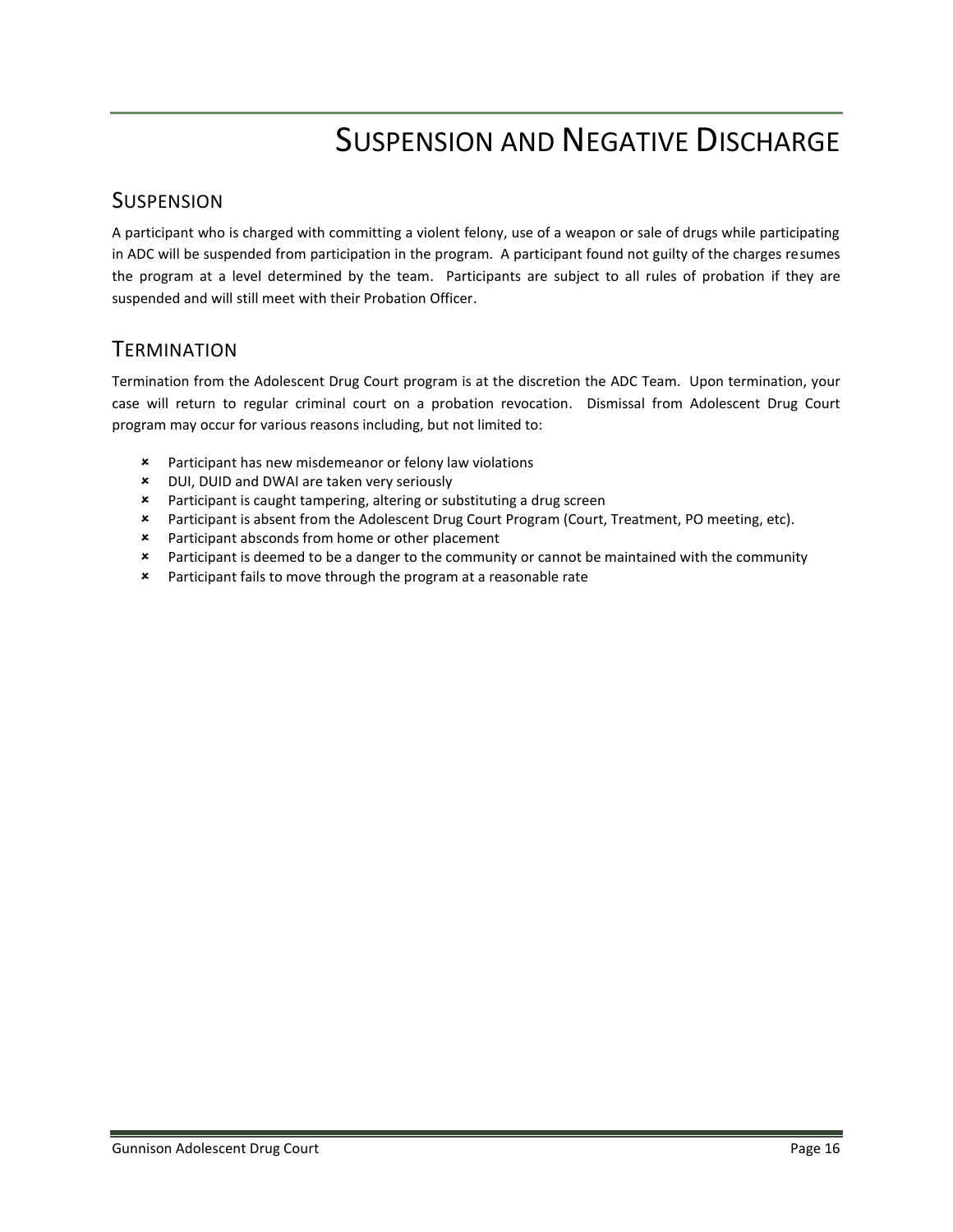# Suspension and Negative Discharge

## Suspension

A participant who is charged with committing a violent felony, use of a weapon or sale of drugs while participating in ADC will be suspended from participation in the program. A participant found not guilty of the charges resumes the program at a level determined by the team. Participants are subject to all rules of probation if they are suspended and will still meet with their Probation Officer.

## Termination

Termination from the Adolescent Drug Court program is at the discretion the ADC Team. Upon termination, your case will return to regular criminal court on a probation revocation. Dismissal from Adolescent Drug Court program may occur for various reasons including, but not limited to:

- Participant has new misdemeanor or felony law violations
- DUI, DUID and DWAI are taken very seriously
- Participant is caught tampering, altering or substituting a drug screen
- Participant is absent from the Adolescent Drug Court Program (Court, Treatment, PO meeting, etc).
- Participant absconds from home or other placement
- Participant is deemed to be a danger to the community or cannot be maintained with the community
- Participant fails to move through the program at a reasonable rate